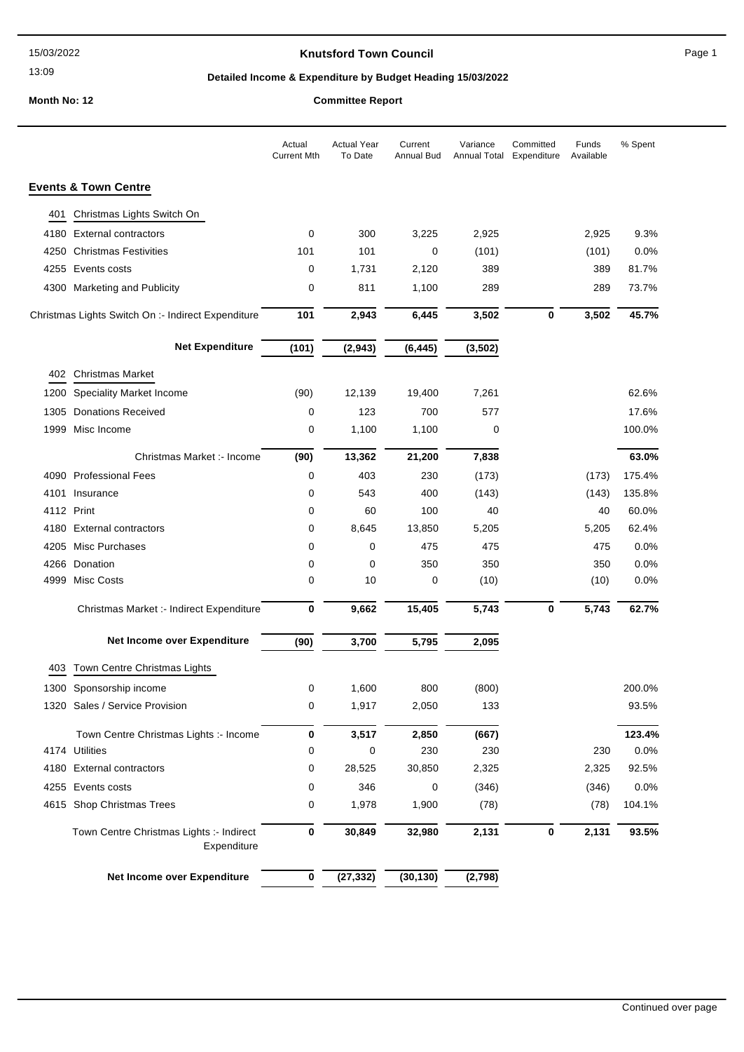**Knutsford Town Council**

**Detailed Income & Expenditure by Budget Heading 15/03/2022**

**Month No: 12** **Committee Report**

| | Actual Current Mth | Actual Year To Date | Current Annual Bud | Variance Annual Total | Committed Expenditure | Funds Available | % Spent |
|---|---|---|---|---|---|---|---|
| **Events & Town Centre** | | | | | | | |
| 401 Christmas Lights Switch On | | | | | | | |
| 4180 External contractors | 0 | 300 | 3,225 | 2,925 | | 2,925 | 9.3% |
| 4250 Christmas Festivities | 101 | 101 | 0 | (101) | | (101) | 0.0% |
| 4255 Events costs | 0 | 1,731 | 2,120 | 389 | | 389 | 81.7% |
| 4300 Marketing and Publicity | 0 | 811 | 1,100 | 289 | | 289 | 73.7% |
| Christmas Lights Switch On :- Indirect Expenditure | **101** | **2,943** | **6,445** | **3,502** | **0** | **3,502** | **45.7%** |
| **Net Expenditure** | **(101)** | **(2,943)** | **(6,445)** | **(3,502)** | | | |
| 402 Christmas Market | | | | | | | |
| 1200 Speciality Market Income | (90) | 12,139 | 19,400 | 7,261 | | | 62.6% |
| 1305 Donations Received | 0 | 123 | 700 | 577 | | | 17.6% |
| 1999 Misc Income | 0 | 1,100 | 1,100 | 0 | | | 100.0% |
| Christmas Market :- Income | **(90)** | **13,362** | **21,200** | **7,838** | | | **63.0%** |
| 4090 Professional Fees | 0 | 403 | 230 | (173) | | (173) | 175.4% |
| 4101 Insurance | 0 | 543 | 400 | (143) | | (143) | 135.8% |
| 4112 Print | 0 | 60 | 100 | 40 | | 40 | 60.0% |
| 4180 External contractors | 0 | 8,645 | 13,850 | 5,205 | | 5,205 | 62.4% |
| 4205 Misc Purchases | 0 | 0 | 475 | 475 | | 475 | 0.0% |
| 4266 Donation | 0 | 0 | 350 | 350 | | 350 | 0.0% |
| 4999 Misc Costs | 0 | 10 | 0 | (10) | | (10) | 0.0% |
| Christmas Market :- Indirect Expenditure | **0** | **9,662** | **15,405** | **5,743** | **0** | **5,743** | **62.7%** |
| **Net Income over Expenditure** | **(90)** | **3,700** | **5,795** | **2,095** | | | |
| 403 Town Centre Christmas Lights | | | | | | | |
| 1300 Sponsorship income | 0 | 1,600 | 800 | (800) | | | 200.0% |
| 1320 Sales / Service Provision | 0 | 1,917 | 2,050 | 133 | | | 93.5% |
| Town Centre Christmas Lights :- Income | **0** | **3,517** | **2,850** | **(667)** | | | **123.4%** |
| 4174 Utilities | 0 | 0 | 230 | 230 | | 230 | 0.0% |
| 4180 External contractors | 0 | 28,525 | 30,850 | 2,325 | | 2,325 | 92.5% |
| 4255 Events costs | 0 | 346 | 0 | (346) | | (346) | 0.0% |
| 4615 Shop Christmas Trees | 0 | 1,978 | 1,900 | (78) | | (78) | 104.1% |
| Town Centre Christmas Lights :- Indirect Expenditure | **0** | **30,849** | **32,980** | **2,131** | **0** | **2,131** | **93.5%** |
| **Net Income over Expenditure** | **0** | **(27,332)** | **(30,130)** | **(2,798)** | | | |

Continued over page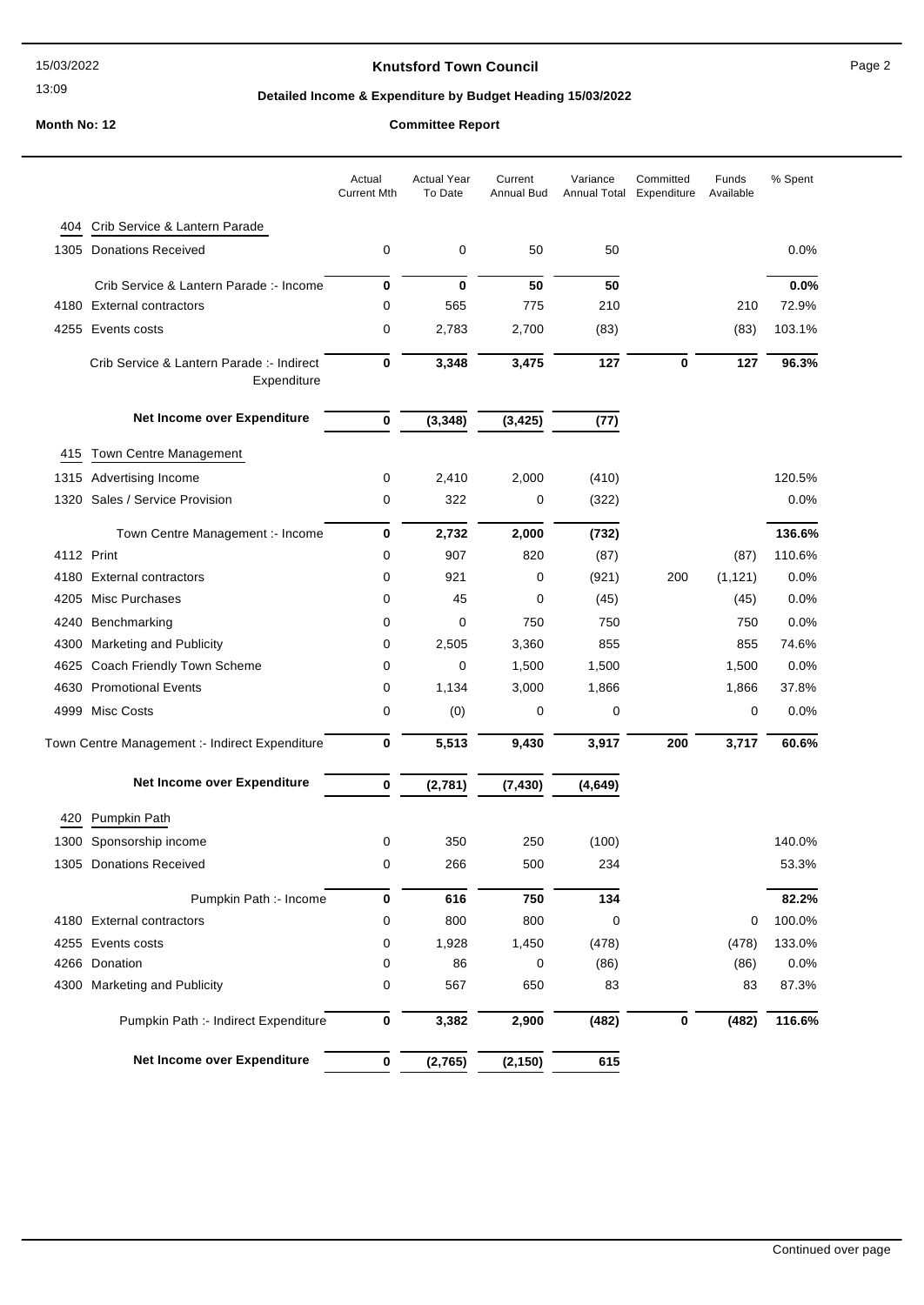15/03/2022

13:09

# Knutsford Town Council

## Detailed Income & Expenditure by Budget Heading 15/03/2022

**Month No: 12** **Committee Report**

| | | Actual Current Mth | Actual Year To Date | Current Annual Bud | Variance Annual Total | Committed Expenditure | Funds Available | % Spent |
|---|---|---|---|---|---|---|---|---|
| 404 | Crib Service & Lantern Parade | | | | | | | |
| 1305 | Donations Received | 0 | 0 | 50 | 50 | | | 0.0% |
| | Crib Service & Lantern Parade :- Income | **0** | **0** | **50** | **50** | | | **0.0%** |
| 4180 | External contractors | 0 | 565 | 775 | 210 | | 210 | 72.9% |
| 4255 | Events costs | 0 | 2,783 | 2,700 | (83) | | (83) | 103.1% |
| | Crib Service & Lantern Parade :- Indirect Expenditure | **0** | **3,348** | **3,475** | **127** | **0** | **127** | **96.3%** |
| | **Net Income over Expenditure** | **0** | **(3,348)** | **(3,425)** | **(77)** | | | |
| 415 | Town Centre Management | | | | | | | |
| 1315 | Advertising Income | 0 | 2,410 | 2,000 | (410) | | | 120.5% |
| 1320 | Sales / Service Provision | 0 | 322 | 0 | (322) | | | 0.0% |
| | Town Centre Management :- Income | **0** | **2,732** | **2,000** | **(732)** | | | **136.6%** |
| 4112 | Print | 0 | 907 | 820 | (87) | | (87) | 110.6% |
| 4180 | External contractors | 0 | 921 | 0 | (921) | 200 | (1,121) | 0.0% |
| 4205 | Misc Purchases | 0 | 45 | 0 | (45) | | (45) | 0.0% |
| 4240 | Benchmarking | 0 | 0 | 750 | 750 | | 750 | 0.0% |
| 4300 | Marketing and Publicity | 0 | 2,505 | 3,360 | 855 | | 855 | 74.6% |
| 4625 | Coach Friendly Town Scheme | 0 | 0 | 1,500 | 1,500 | | 1,500 | 0.0% |
| 4630 | Promotional Events | 0 | 1,134 | 3,000 | 1,866 | | 1,866 | 37.8% |
| 4999 | Misc Costs | 0 | (0) | 0 | 0 | | 0 | 0.0% |
| | Town Centre Management :- Indirect Expenditure | **0** | **5,513** | **9,430** | **3,917** | **200** | **3,717** | **60.6%** |
| | **Net Income over Expenditure** | **0** | **(2,781)** | **(7,430)** | **(4,649)** | | | |
| 420 | Pumpkin Path | | | | | | | |
| 1300 | Sponsorship income | 0 | 350 | 250 | (100) | | | 140.0% |
| 1305 | Donations Received | 0 | 266 | 500 | 234 | | | 53.3% |
| | Pumpkin Path :- Income | **0** | **616** | **750** | **134** | | | **82.2%** |
| 4180 | External contractors | 0 | 800 | 800 | 0 | | 0 | 100.0% |
| 4255 | Events costs | 0 | 1,928 | 1,450 | (478) | | (478) | 133.0% |
| 4266 | Donation | 0 | 86 | 0 | (86) | | (86) | 0.0% |
| 4300 | Marketing and Publicity | 0 | 567 | 650 | 83 | | 83 | 87.3% |
| | Pumpkin Path :- Indirect Expenditure | **0** | **3,382** | **2,900** | **(482)** | **0** | **(482)** | **116.6%** |
| | **Net Income over Expenditure** | **0** | **(2,765)** | **(2,150)** | **615** | | | |

Continued over page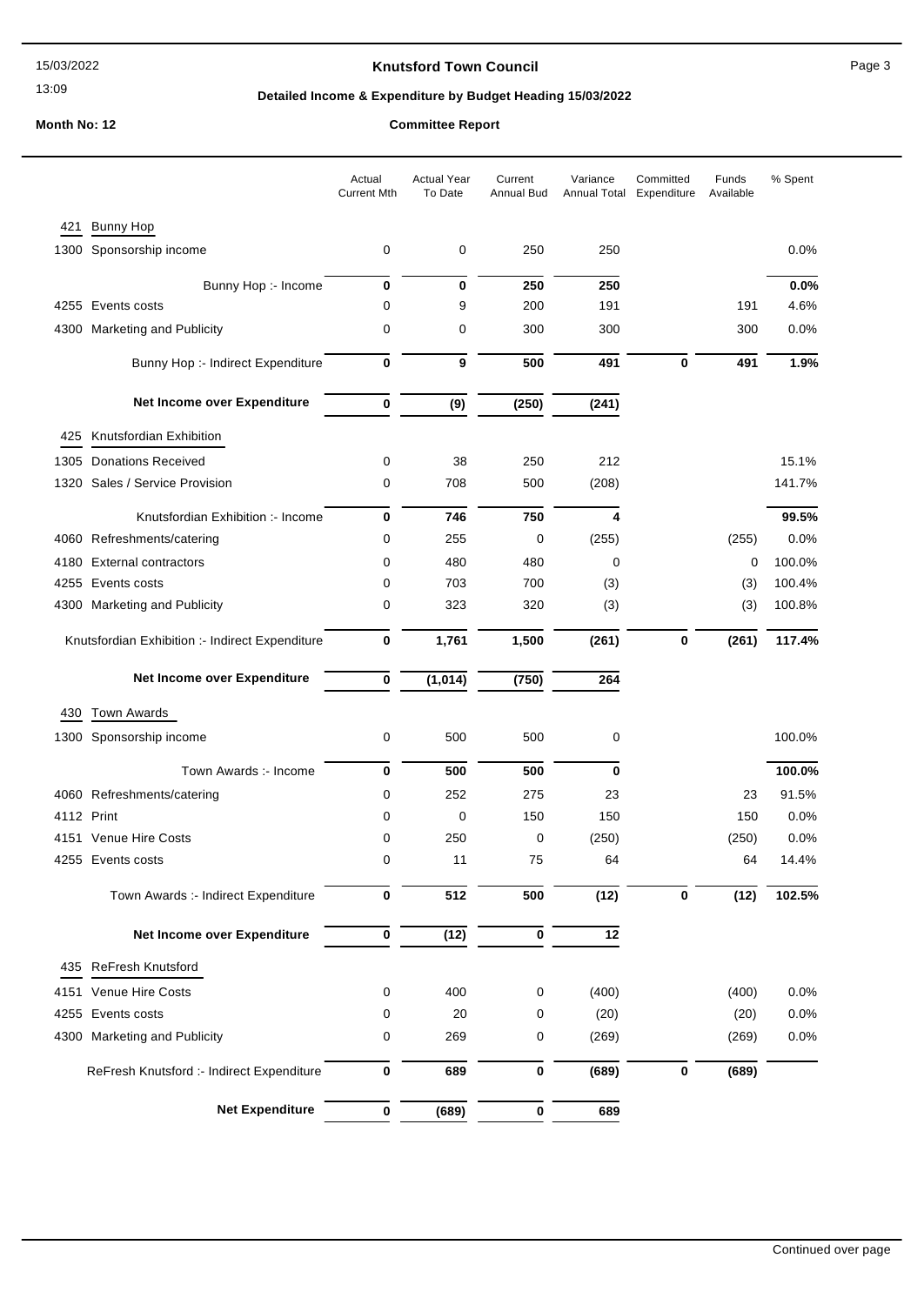**Knutsford Town Council**

**Detailed Income & Expenditure by Budget Heading 15/03/2022**

**Month No: 12** **Committee Report**

| | | Actual Current Mth | Actual Year To Date | Current Annual Bud | Variance Annual Total | Committed Expenditure | Funds Available | % Spent |
|---|---|---|---|---|---|---|---|---|
| 421 | Bunny Hop | | | | | | | |
| 1300 | Sponsorship income | 0 | 0 | 250 | 250 | | | 0.0% |
| | Bunny Hop :- Income | **0** | **0** | **250** | **250** | | | **0.0%** |
| 4255 | Events costs | 0 | 9 | 200 | 191 | | 191 | 4.6% |
| 4300 | Marketing and Publicity | 0 | 0 | 300 | 300 | | 300 | 0.0% |
| | Bunny Hop :- Indirect Expenditure | **0** | **9** | **500** | **491** | **0** | **491** | **1.9%** |
| | **Net Income over Expenditure** | **0** | **(9)** | **(250)** | **(241)** | | | |
| 425 | Knutsfordian Exhibition | | | | | | | |
| 1305 | Donations Received | 0 | 38 | 250 | 212 | | | 15.1% |
| 1320 | Sales / Service Provision | 0 | 708 | 500 | (208) | | | 141.7% |
| | Knutsfordian Exhibition :- Income | **0** | **746** | **750** | **4** | | | **99.5%** |
| 4060 | Refreshments/catering | 0 | 255 | 0 | (255) | | (255) | 0.0% |
| 4180 | External contractors | 0 | 480 | 480 | 0 | | 0 | 100.0% |
| 4255 | Events costs | 0 | 703 | 700 | (3) | | (3) | 100.4% |
| 4300 | Marketing and Publicity | 0 | 323 | 320 | (3) | | (3) | 100.8% |
| | Knutsfordian Exhibition :- Indirect Expenditure | **0** | **1,761** | **1,500** | **(261)** | **0** | **(261)** | **117.4%** |
| | **Net Income over Expenditure** | **0** | **(1,014)** | **(750)** | **264** | | | |
| 430 | Town Awards | | | | | | | |
| 1300 | Sponsorship income | 0 | 500 | 500 | 0 | | | 100.0% |
| | Town Awards :- Income | **0** | **500** | **500** | **0** | | | **100.0%** |
| 4060 | Refreshments/catering | 0 | 252 | 275 | 23 | | 23 | 91.5% |
| 4112 | Print | 0 | 0 | 150 | 150 | | 150 | 0.0% |
| 4151 | Venue Hire Costs | 0 | 250 | 0 | (250) | | (250) | 0.0% |
| 4255 | Events costs | 0 | 11 | 75 | 64 | | 64 | 14.4% |
| | Town Awards :- Indirect Expenditure | **0** | **512** | **500** | **(12)** | **0** | **(12)** | **102.5%** |
| | **Net Income over Expenditure** | **0** | **(12)** | **0** | **12** | | | |
| 435 | ReFresh Knutsford | | | | | | | |
| 4151 | Venue Hire Costs | 0 | 400 | 0 | (400) | | (400) | 0.0% |
| 4255 | Events costs | 0 | 20 | 0 | (20) | | (20) | 0.0% |
| 4300 | Marketing and Publicity | 0 | 269 | 0 | (269) | | (269) | 0.0% |
| | ReFresh Knutsford :- Indirect Expenditure | **0** | **689** | **0** | **(689)** | **0** | **(689)** | |
| | **Net Expenditure** | **0** | **(689)** | **0** | **689** | | | |

Continued over page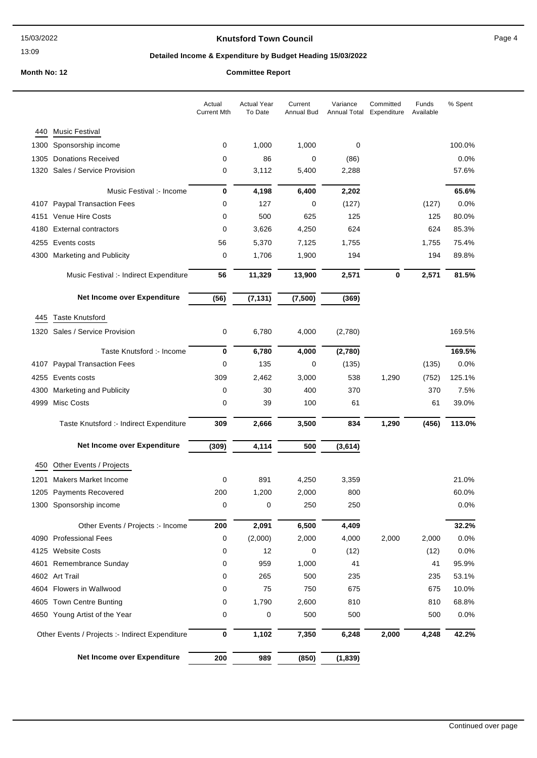# Knutsford Town Council

## Detailed Income & Expenditure by Budget Heading 15/03/2022

**Month No: 12** **Committee Report**

| | | Actual Current Mth | Actual Year To Date | Current Annual Bud | Variance Annual Total | Committed Expenditure | Funds Available | % Spent |
|---|---|---|---|---|---|---|---|---|
| 440 | Music Festival | | | | | | | |
| 1300 | Sponsorship income | 0 | 1,000 | 1,000 | 0 | | | 100.0% |
| 1305 | Donations Received | 0 | 86 | 0 | (86) | | | 0.0% |
| 1320 | Sales / Service Provision | 0 | 3,112 | 5,400 | 2,288 | | | 57.6% |
| | **Music Festival :- Income** | **0** | **4,198** | **6,400** | **2,202** | | | **65.6%** |
| 4107 | Paypal Transaction Fees | 0 | 127 | 0 | (127) | | (127) | 0.0% |
| 4151 | Venue Hire Costs | 0 | 500 | 625 | 125 | | 125 | 80.0% |
| 4180 | External contractors | 0 | 3,626 | 4,250 | 624 | | 624 | 85.3% |
| 4255 | Events costs | 56 | 5,370 | 7,125 | 1,755 | | 1,755 | 75.4% |
| 4300 | Marketing and Publicity | 0 | 1,706 | 1,900 | 194 | | 194 | 89.8% |
| | **Music Festival :- Indirect Expenditure** | **56** | **11,329** | **13,900** | **2,571** | **0** | **2,571** | **81.5%** |
| | **Net Income over Expenditure** | **(56)** | **(7,131)** | **(7,500)** | **(369)** | | | |
| 445 | Taste Knutsford | | | | | | | |
| 1320 | Sales / Service Provision | 0 | 6,780 | 4,000 | (2,780) | | | 169.5% |
| | **Taste Knutsford :- Income** | **0** | **6,780** | **4,000** | **(2,780)** | | | **169.5%** |
| 4107 | Paypal Transaction Fees | 0 | 135 | 0 | (135) | | (135) | 0.0% |
| 4255 | Events costs | 309 | 2,462 | 3,000 | 538 | 1,290 | (752) | 125.1% |
| 4300 | Marketing and Publicity | 0 | 30 | 400 | 370 | | 370 | 7.5% |
| 4999 | Misc Costs | 0 | 39 | 100 | 61 | | 61 | 39.0% |
| | **Taste Knutsford :- Indirect Expenditure** | **309** | **2,666** | **3,500** | **834** | **1,290** | **(456)** | **113.0%** |
| | **Net Income over Expenditure** | **(309)** | **4,114** | **500** | **(3,614)** | | | |
| 450 | Other Events / Projects | | | | | | | |
| 1201 | Makers Market Income | 0 | 891 | 4,250 | 3,359 | | | 21.0% |
| 1205 | Payments Recovered | 200 | 1,200 | 2,000 | 800 | | | 60.0% |
| 1300 | Sponsorship income | 0 | 0 | 250 | 250 | | | 0.0% |
| | **Other Events / Projects :- Income** | **200** | **2,091** | **6,500** | **4,409** | | | **32.2%** |
| 4090 | Professional Fees | 0 | (2,000) | 2,000 | 4,000 | 2,000 | 2,000 | 0.0% |
| 4125 | Website Costs | 0 | 12 | 0 | (12) | | (12) | 0.0% |
| 4601 | Remembrance Sunday | 0 | 959 | 1,000 | 41 | | 41 | 95.9% |
| 4602 | Art Trail | 0 | 265 | 500 | 235 | | 235 | 53.1% |
| 4604 | Flowers in Wallwood | 0 | 75 | 750 | 675 | | 675 | 10.0% |
| 4605 | Town Centre Bunting | 0 | 1,790 | 2,600 | 810 | | 810 | 68.8% |
| 4650 | Young Artist of the Year | 0 | 0 | 500 | 500 | | 500 | 0.0% |
| | **Other Events / Projects :- Indirect Expenditure** | **0** | **1,102** | **7,350** | **6,248** | **2,000** | **4,248** | **42.2%** |
| | **Net Income over Expenditure** | **200** | **989** | **(850)** | **(1,839)** | | | |

Continued over page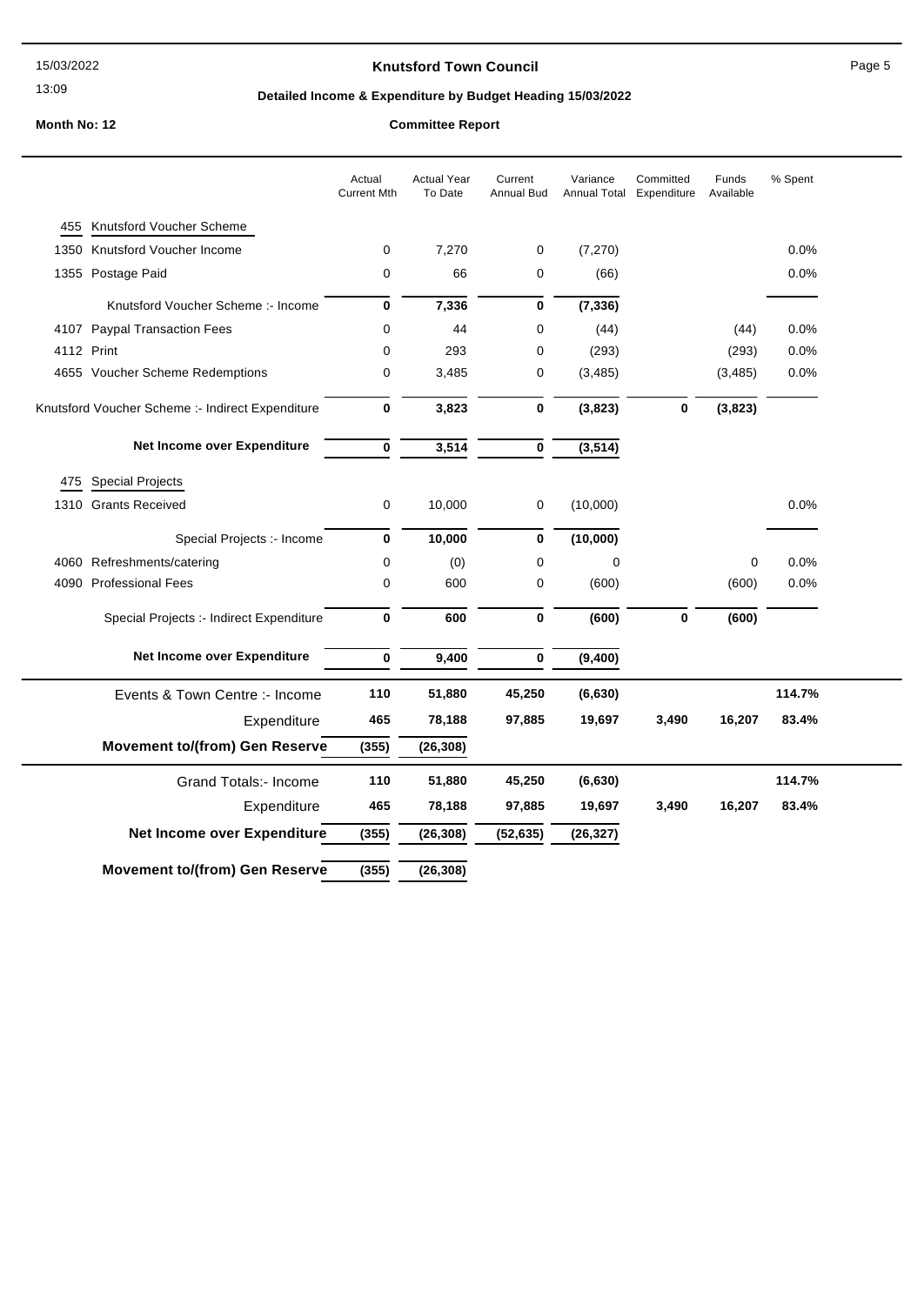**Knutsford Town Council**

**Detailed Income & Expenditure by Budget Heading 15/03/2022**

**Month No: 12**

**Committee Report**

| | Actual Current Mth | Actual Year To Date | Current Annual Bud | Variance Annual Total | Committed Expenditure | Funds Available | % Spent |
|---|---|---|---|---|---|---|---|
| 455 Knutsford Voucher Scheme | | | | | | | |
| 1350 Knutsford Voucher Income | 0 | 7,270 | 0 | (7,270) | | | 0.0% |
| 1355 Postage Paid | 0 | 66 | 0 | (66) | | | 0.0% |
| Knutsford Voucher Scheme :- Income | **0** | **7,336** | **0** | **(7,336)** | | | |
| 4107 Paypal Transaction Fees | 0 | 44 | 0 | (44) | | (44) | 0.0% |
| 4112 Print | 0 | 293 | 0 | (293) | | (293) | 0.0% |
| 4655 Voucher Scheme Redemptions | 0 | 3,485 | 0 | (3,485) | | (3,485) | 0.0% |
| Knutsford Voucher Scheme :- Indirect Expenditure | **0** | **3,823** | **0** | **(3,823)** | **0** | **(3,823)** | |
| **Net Income over Expenditure** | **0** | **3,514** | **0** | **(3,514)** | | | |
| 475 Special Projects | | | | | | | |
| 1310 Grants Received | 0 | 10,000 | 0 | (10,000) | | | 0.0% |
| Special Projects :- Income | **0** | **10,000** | **0** | **(10,000)** | | | |
| 4060 Refreshments/catering | 0 | (0) | 0 | 0 | | 0 | 0.0% |
| 4090 Professional Fees | 0 | 600 | 0 | (600) | | (600) | 0.0% |
| Special Projects :- Indirect Expenditure | **0** | **600** | **0** | **(600)** | **0** | **(600)** | |
| **Net Income over Expenditure** | **0** | **9,400** | **0** | **(9,400)** | | | |
| Events & Town Centre :- Income | **110** | **51,880** | **45,250** | **(6,630)** | | | **114.7%** |
| Expenditure | **465** | **78,188** | **97,885** | **19,697** | **3,490** | **16,207** | **83.4%** |
| **Movement to/(from) Gen Reserve** | **(355)** | **(26,308)** | | | | | |
| Grand Totals:- Income | **110** | **51,880** | **45,250** | **(6,630)** | | | **114.7%** |
| Expenditure | **465** | **78,188** | **97,885** | **19,697** | **3,490** | **16,207** | **83.4%** |
| **Net Income over Expenditure** | **(355)** | **(26,308)** | **(52,635)** | **(26,327)** | | | |
| **Movement to/(from) Gen Reserve** | **(355)** | **(26,308)** | | | | | |